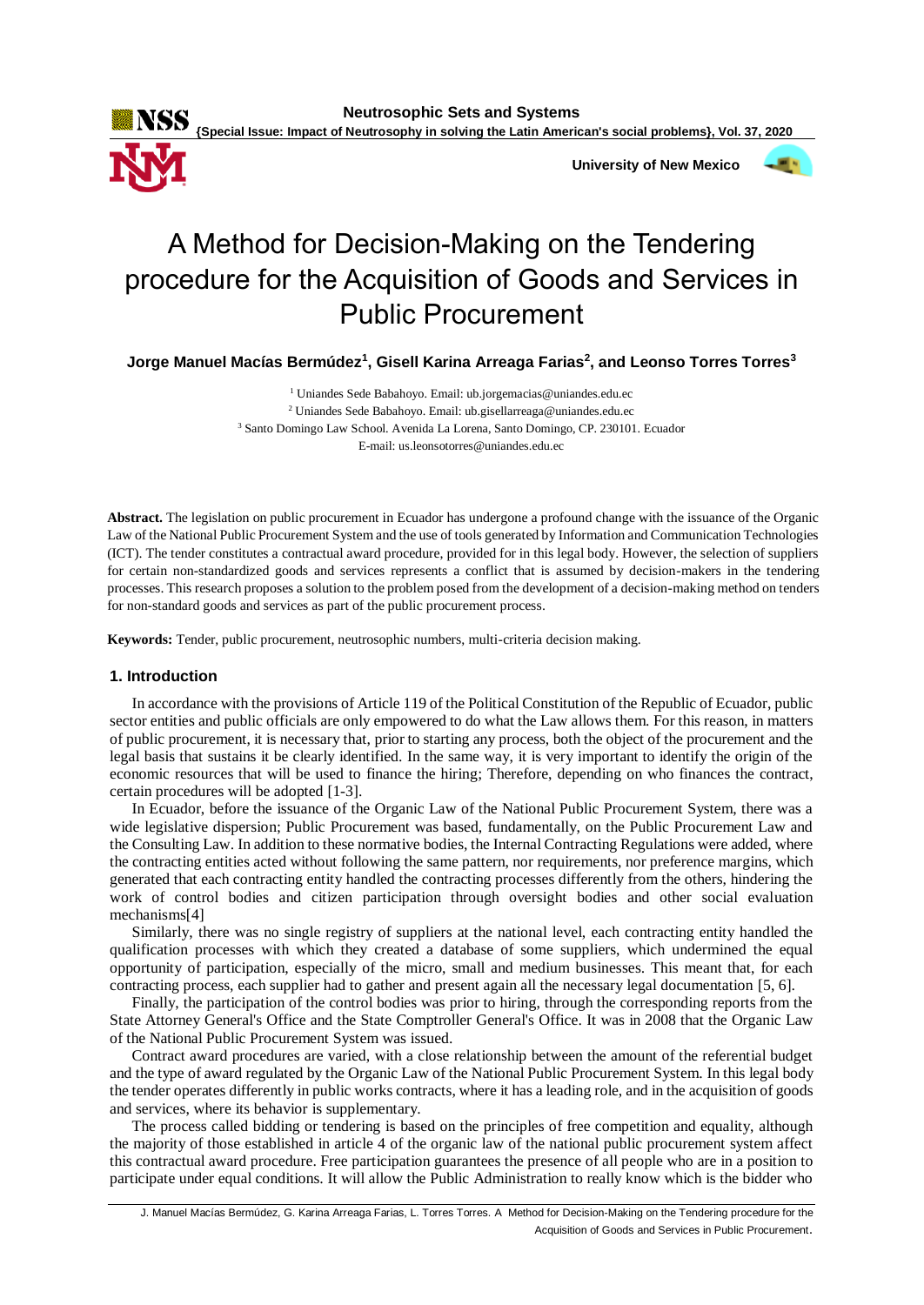# A Method for Decision-Making on the Tendering procedure for the Acquisition of Goods and Services in Public Procurement

**Jorge Manuel Macías Bermúdez[1], Gisell Karina Arreaga Farias[2], and Leonso Torres Torres[3]**

[1] Uniandes Sede Babahoyo. Email: ub.jorgemacias@uniandes.edu.ec

[2] Uniandes Sede Babahoyo. Email: ub.gisellarreaga@uniandes.edu.ec

[3] Santo Domingo Law School. Avenida La Lorena, Santo Domingo, CP. 230101. Ecuador

E-mail: us.leonsotorres@uniandes.edu.ec

**Abstract.** The legislation on public procurement in Ecuador has undergone a profound change with the issuance of the Organic Law of the National Public Procurement System and the use of tools generated by Information and Communication Technologies (ICT). The tender constitutes a contractual award procedure, provided for in this legal body. However, the selection of suppliers for certain non-standardized goods and services represents a conflict that is assumed by decision-makers in the tendering processes. This research proposes a solution to the problem posed from the development of a decision-making method on tenders for non-standard goods and services as part of the public procurement process.

**Keywords:** Tender, public procurement, neutrosophic numbers, multi-criteria decision making.

## 1. Introduction

In accordance with the provisions of Article 119 of the Political Constitution of the Republic of Ecuador, public sector entities and public officials are only empowered to do what the Law allows them. For this reason, in matters of public procurement, it is necessary that, prior to starting any process, both the object of the procurement and the legal basis that sustains it be clearly identified. In the same way, it is very important to identify the origin of the economic resources that will be used to finance the hiring; Therefore, depending on who finances the contract, certain procedures will be adopted [1-3].

In Ecuador, before the issuance of the Organic Law of the National Public Procurement System, there was a wide legislative dispersion; Public Procurement was based, fundamentally, on the Public Procurement Law and the Consulting Law. In addition to these normative bodies, the Internal Contracting Regulations were added, where the contracting entities acted without following the same pattern, nor requirements, nor preference margins, which generated that each contracting entity handled the contracting processes differently from the others, hindering the work of control bodies and citizen participation through oversight bodies and other social evaluation mechanisms[4]

Similarly, there was no single registry of suppliers at the national level, each contracting entity handled the qualification processes with which they created a database of some suppliers, which undermined the equal opportunity of participation, especially of the micro, small and medium businesses. This meant that, for each contracting process, each supplier had to gather and present again all the necessary legal documentation [5, 6].

Finally, the participation of the control bodies was prior to hiring, through the corresponding reports from the State Attorney General's Office and the State Comptroller General's Office. It was in 2008 that the Organic Law of the National Public Procurement System was issued.

Contract award procedures are varied, with a close relationship between the amount of the referential budget and the type of award regulated by the Organic Law of the National Public Procurement System. In this legal body the tender operates differently in public works contracts, where it has a leading role, and in the acquisition of goods and services, where its behavior is supplementary.

The process called bidding or tendering is based on the principles of free competition and equality, although the majority of those established in article 4 of the organic law of the national public procurement system affect this contractual award procedure. Free participation guarantees the presence of all people who are in a position to participate under equal conditions. It will allow the Public Administration to really know which is the bidder who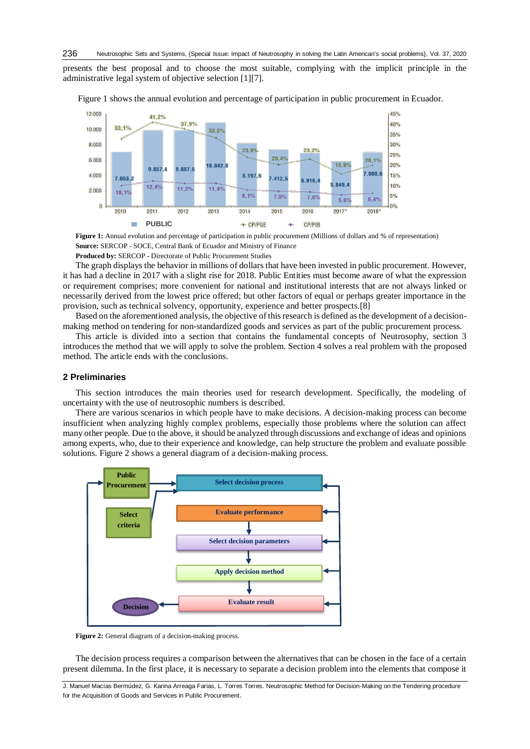presents the best proposal and to choose the most suitable, complying with the implicit principle in the administrative legal system of objective selection [1][7].

Figure 1 shows the annual evolution and percentage of participation in public procurement in Ecuador.

**Figure 1:** Annual evolution and percentage of participation in public procurement (Millions of dollars and % of representation)
**Source:** SERCOP - SOCE, Central Bank of Ecuador and Ministry of Finance
**Produced by:** SERCOP - Directorate of Public Procurement Studies

The graph displays the behavior in millions of dollars that have been invested in public procurement. However, it has had a decline in 2017 with a slight rise for 2018. Public Entities must become aware of what the expression or requirement comprises; more convenient for national and institutional interests that are not always linked or necessarily derived from the lowest price offered; but other factors of equal or perhaps greater importance in the provision, such as technical solvency, opportunity, experience and better prospects.[8]

Based on the aforementioned analysis, the objective of this research is defined as the development of a decision-making method on tendering for non-standardized goods and services as part of the public procurement process.

This article is divided into a section that contains the fundamental concepts of Neutrosophy, section 3 introduces the method that we will apply to solve the problem. Section 4 solves a real problem with the proposed method. The article ends with the conclusions.

## 2 Preliminaries

This section introduces the main theories used for research development. Specifically, the modeling of uncertainty with the use of neutrosophic numbers is described.

There are various scenarios in which people have to make decisions. A decision-making process can become insufficient when analyzing highly complex problems, especially those problems where the solution can affect many other people. Due to the above, it should be analyzed through discussions and exchange of ideas and opinions among experts, who, due to their experience and knowledge, can help structure the problem and evaluate possible solutions. Figure 2 shows a general diagram of a decision-making process.

**Figure 2:** General diagram of a decision-making process.

The decision process requires a comparison between the alternatives that can be chosen in the face of a certain present dilemma. In the first place, it is necessary to separate a decision problem into the elements that compose it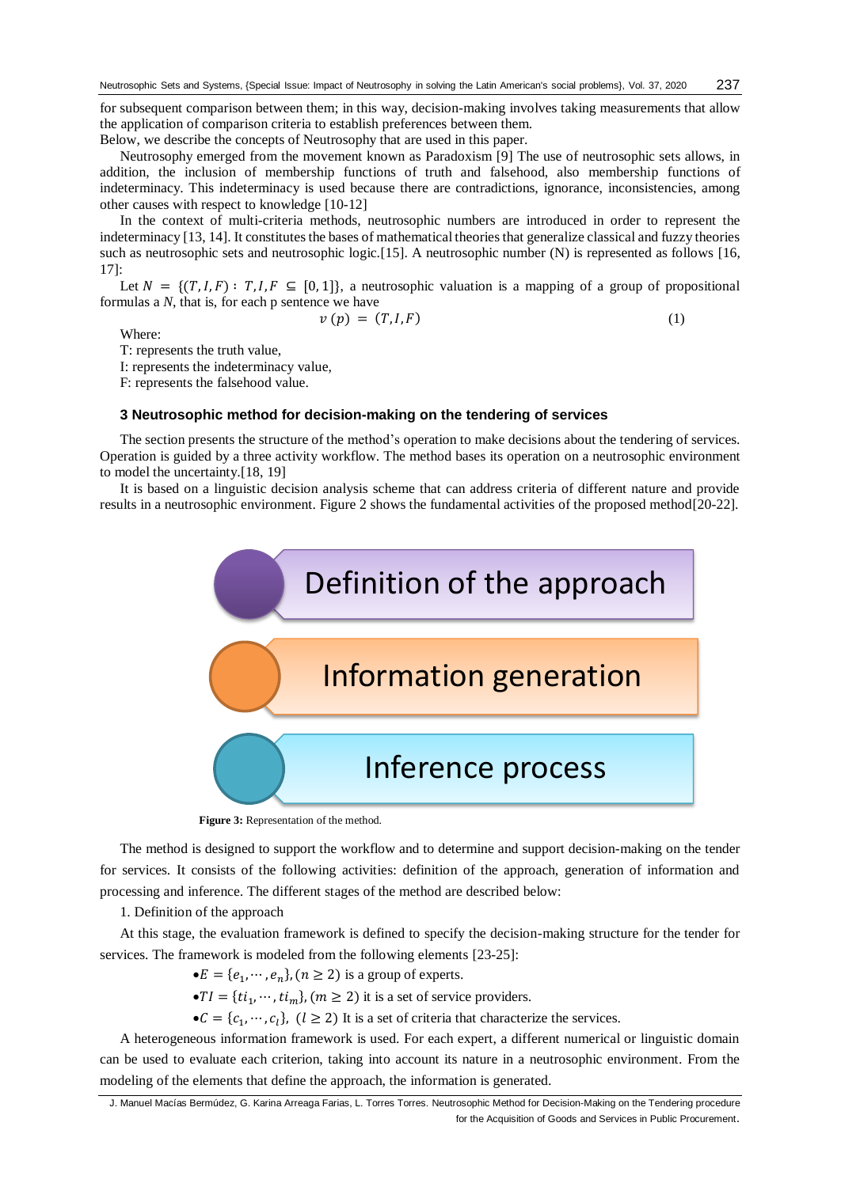for subsequent comparison between them; in this way, decision-making involves taking measurements that allow the application of comparison criteria to establish preferences between them.
Below, we describe the concepts of Neutrosophy that are used in this paper.

Neutrosophy emerged from the movement known as Paradoxism [9] The use of neutrosophic sets allows, in addition, the inclusion of membership functions of truth and falsehood, also membership functions of indeterminacy. This indeterminacy is used because there are contradictions, ignorance, inconsistencies, among other causes with respect to knowledge [10-12]

In the context of multi-criteria methods, neutrosophic numbers are introduced in order to represent the indeterminacy [13, 14]. It constitutes the bases of mathematical theories that generalize classical and fuzzy theories such as neutrosophic sets and neutrosophic logic.[15]. A neutrosophic number (N) is represented as follows [16, 17]:

Let $N = \{(T, I, F) : T, I, F \subseteq [0, 1]\}$, a neutrosophic valuation is a mapping of a group of propositional formulas a $N$, that is, for each p sentence we have

$$v(p) = (T, I, F) \tag{1}$$

Where:

T: represents the truth value,

I: represents the indeterminacy value,

F: represents the falsehood value.

### 3 Neutrosophic method for decision-making on the tendering of services

The section presents the structure of the method's operation to make decisions about the tendering of services. Operation is guided by a three activity workflow. The method bases its operation on a neutrosophic environment to model the uncertainty.[18, 19]

It is based on a linguistic decision analysis scheme that can address criteria of different nature and provide results in a neutrosophic environment. Figure 2 shows the fundamental activities of the proposed method[20-22].

Definition of the approach

Information generation

Inference process

**Figure 3:** Representation of the method.

The method is designed to support the workflow and to determine and support decision-making on the tender for services. It consists of the following activities: definition of the approach, generation of information and processing and inference. The different stages of the method are described below:

1. Definition of the approach

At this stage, the evaluation framework is defined to specify the decision-making structure for the tender for services. The framework is modeled from the following elements [23-25]:

- $E = \{e_1, \cdots, e_n\}, (n \geq 2)$ is a group of experts.
- $TI = \{ti_1, \cdots, ti_m\}, (m \geq 2)$ it is a set of service providers.
- $C = \{c_1, \cdots, c_l\}, \ (l \geq 2)$ It is a set of criteria that characterize the services.

A heterogeneous information framework is used. For each expert, a different numerical or linguistic domain can be used to evaluate each criterion, taking into account its nature in a neutrosophic environment. From the modeling of the elements that define the approach, the information is generated.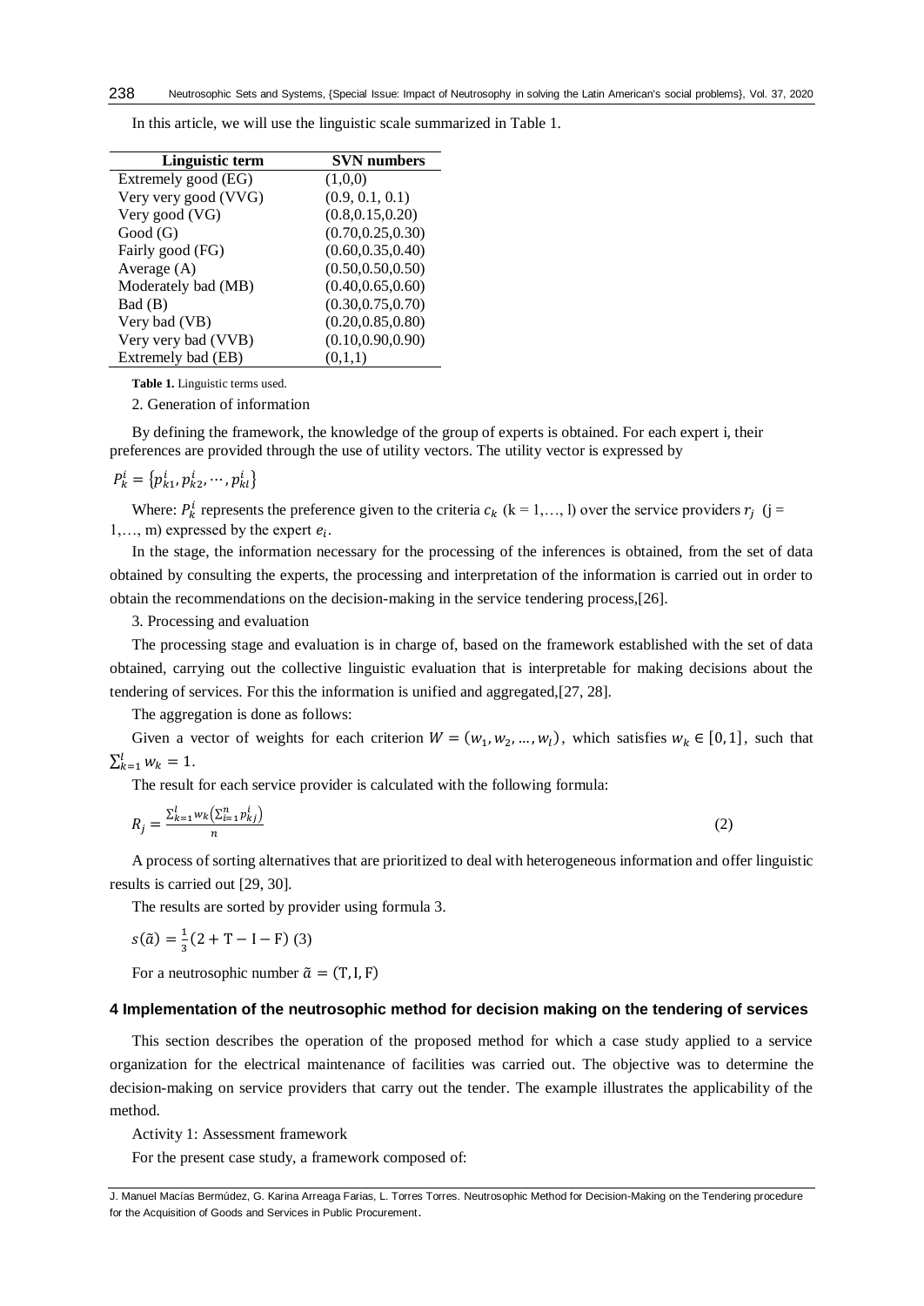In this article, we will use the linguistic scale summarized in Table 1.

| Linguistic term | SVN numbers |
|---|---|
| Extremely good (EG) | (1,0,0) |
| Very very good (VVG) | (0.9, 0.1, 0.1) |
| Very good (VG) | (0.8,0.15,0.20) |
| Good (G) | (0.70,0.25,0.30) |
| Fairly good (FG) | (0.60,0.35,0.40) |
| Average (A) | (0.50,0.50,0.50) |
| Moderately bad (MB) | (0.40,0.65,0.60) |
| Bad (B) | (0.30,0.75,0.70) |
| Very bad (VB) | (0.20,0.85,0.80) |
| Very very bad (VVB) | (0.10,0.90,0.90) |
| Extremely bad (EB) | (0,1,1) |

**Table 1.** Linguistic terms used.

2. Generation of information

By defining the framework, the knowledge of the group of experts is obtained. For each expert i, their preferences are provided through the use of utility vectors. The utility vector is expressed by

$$P_k^i = \{p_{k1}^i, p_{k2}^i, \cdots, p_{kl}^i\}$$

Where: $P_k^i$ represents the preference given to the criteria $c_k$ (k = 1,…, l) over the service providers $r_j$ (j = 1,…, m) expressed by the expert $e_i$.

In the stage, the information necessary for the processing of the inferences is obtained, from the set of data obtained by consulting the experts, the processing and interpretation of the information is carried out in order to obtain the recommendations on the decision-making in the service tendering process,[26].

3. Processing and evaluation

The processing stage and evaluation is in charge of, based on the framework established with the set of data obtained, carrying out the collective linguistic evaluation that is interpretable for making decisions about the tendering of services. For this the information is unified and aggregated,[27, 28].

The aggregation is done as follows:

Given a vector of weights for each criterion $W = (w_1, w_2, \dots, w_l)$, which satisfies $w_k \in [0,1]$, such that $\sum_{k=1}^{l} w_k = 1$.

The result for each service provider is calculated with the following formula:

$$R_j = \frac{\sum_{k=1}^{l} w_k \left(\sum_{i=1}^{n} p_{kj}^i\right)}{n} \quad (2)$$

A process of sorting alternatives that are prioritized to deal with heterogeneous information and offer linguistic results is carried out [29, 30].

The results are sorted by provider using formula 3.

$$s(\tilde{a}) = \frac{1}{3}(2 + \mathrm{T} - \mathrm{I} - \mathrm{F}) \quad (3)$$

For a neutrosophic number $\tilde{a} = (\mathrm{T}, \mathrm{I}, \mathrm{F})$

## 4 Implementation of the neutrosophic method for decision making on the tendering of services

This section describes the operation of the proposed method for which a case study applied to a service organization for the electrical maintenance of facilities was carried out. The objective was to determine the decision-making on service providers that carry out the tender. The example illustrates the applicability of the method.

Activity 1: Assessment framework

For the present case study, a framework composed of: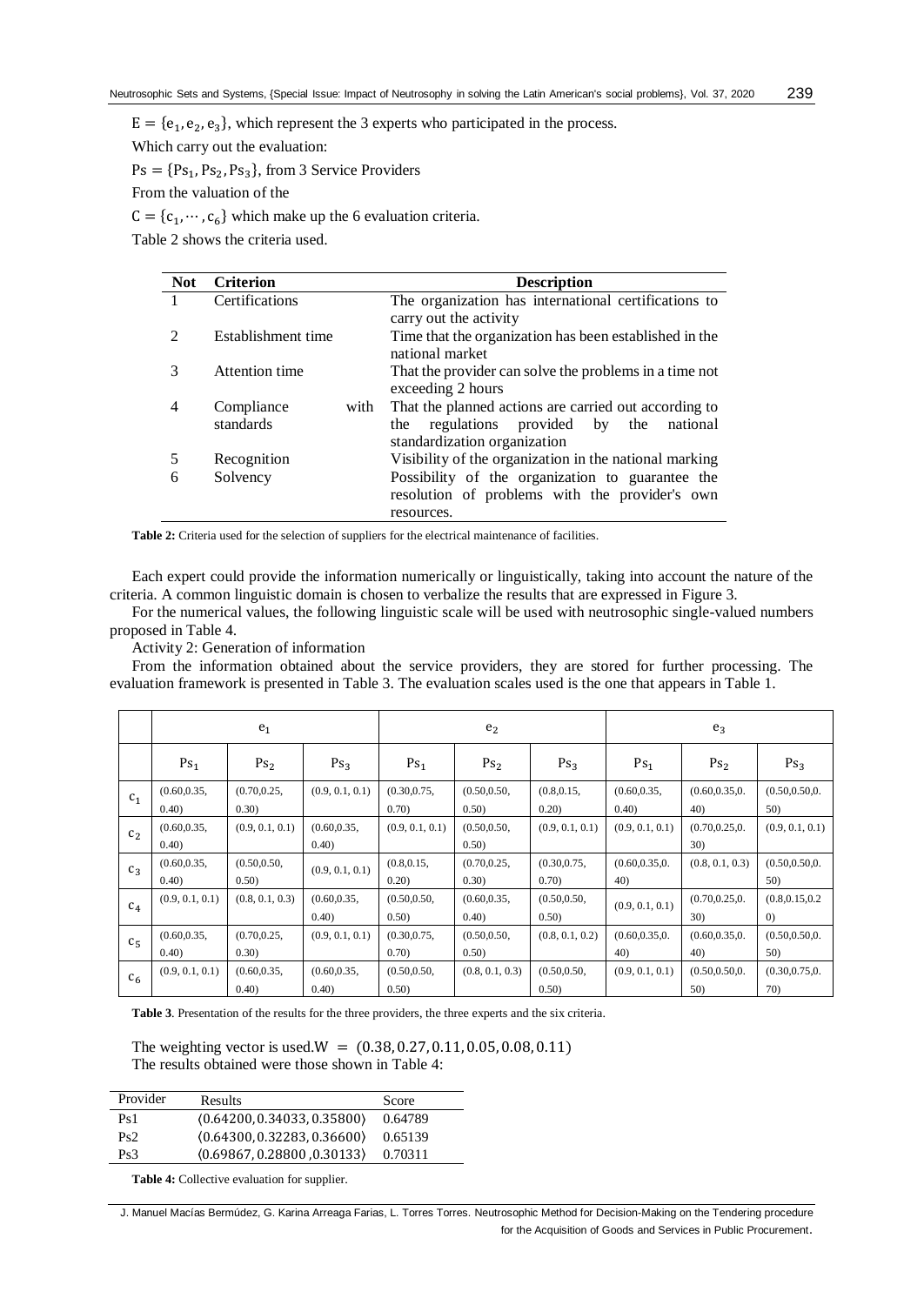$E = \{e_1, e_2, e_3\}$, which represent the 3 experts who participated in the process.

Which carry out the evaluation:

$Ps = \{Ps_1, Ps_2, Ps_3\}$, from 3 Service Providers

From the valuation of the

$C = \{c_1, \cdots, c_6\}$ which make up the 6 evaluation criteria.

Table 2 shows the criteria used.

| Not | Criterion | Description |
|---|---|---|
| 1 | Certifications | The organization has international certifications to carry out the activity |
| 2 | Establishment time | Time that the organization has been established in the national market |
| 3 | Attention time | That the provider can solve the problems in a time not exceeding 2 hours |
| 4 | Compliance with standards | That the planned actions are carried out according to the regulations provided by the national standardization organization |
| 5 | Recognition | Visibility of the organization in the national marking |
| 6 | Solvency | Possibility of the organization to guarantee the resolution of problems with the provider's own resources. |

**Table 2:** Criteria used for the selection of suppliers for the electrical maintenance of facilities.

Each expert could provide the information numerically or linguistically, taking into account the nature of the criteria. A common linguistic domain is chosen to verbalize the results that are expressed in Figure 3.

For the numerical values, the following linguistic scale will be used with neutrosophic single-valued numbers proposed in Table 4.

Activity 2: Generation of information

From the information obtained about the service providers, they are stored for further processing. The evaluation framework is presented in Table 3. The evaluation scales used is the one that appears in Table 1.

| | $e_1$ | | | $e_2$ | | | $e_3$ | | |
|---|---|---|---|---|---|---|---|---|---|
| | $Ps_1$ | $Ps_2$ | $Ps_3$ | $Ps_1$ | $Ps_2$ | $Ps_3$ | $Ps_1$ | $Ps_2$ | $Ps_3$ |
| $c_1$ | (0.60,0.35, 0.40) | (0.70,0.25, 0.30) | (0.9, 0.1, 0.1) | (0.30,0.75, 0.70) | (0.50,0.50, 0.50) | (0.8,0.15, 0.20) | (0.60,0.35, 0.40) | (0.60,0.35,0.40) | (0.50,0.50,0.50) |
| $c_2$ | (0.60,0.35, 0.40) | (0.9, 0.1, 0.1) | (0.60,0.35, 0.40) | (0.9, 0.1, 0.1) | (0.50,0.50, 0.50) | (0.9, 0.1, 0.1) | (0.9, 0.1, 0.1) | (0.70,0.25,0.30) | (0.9, 0.1, 0.1) |
| $c_3$ | (0.60,0.35, 0.40) | (0.50,0.50, 0.50) | (0.9, 0.1, 0.1) | (0.8,0.15, 0.20) | (0.70,0.25, 0.30) | (0.30,0.75, 0.70) | (0.60,0.35,0.40) | (0.8, 0.1, 0.3) | (0.50,0.50,0.50) |
| $c_4$ | (0.9, 0.1, 0.1) | (0.8, 0.1, 0.3) | (0.60,0.35, 0.40) | (0.50,0.50, 0.50) | (0.60,0.35, 0.40) | (0.50,0.50, 0.50) | (0.9, 0.1, 0.1) | (0.70,0.25,0.30) | (0.8,0.15,0.20) |
| $c_5$ | (0.60,0.35, 0.40) | (0.70,0.25, 0.30) | (0.9, 0.1, 0.1) | (0.30,0.75, 0.70) | (0.50,0.50, 0.50) | (0.8, 0.1, 0.2) | (0.60,0.35,0.40) | (0.60,0.35,0.40) | (0.50,0.50,0.50) |
| $c_6$ | (0.9, 0.1, 0.1) | (0.60,0.35, 0.40) | (0.60,0.35, 0.40) | (0.50,0.50, 0.50) | (0.8, 0.1, 0.3) | (0.50,0.50, 0.50) | (0.9, 0.1, 0.1) | (0.50,0.50,0.50) | (0.30,0.75,0.70) |

**Table 3**. Presentation of the results for the three providers, the three experts and the six criteria.

The weighting vector is used.$W = (0.38, 0.27, 0.11, 0.05, 0.08, 0.11)$

The results obtained were those shown in Table 4:

| Provider | Results | Score |
|---|---|---|
| Ps1 | $\langle 0.64200, 0.34033, 0.35800 \rangle$ | 0.64789 |
| Ps2 | $\langle 0.64300, 0.32283, 0.36600 \rangle$ | 0.65139 |
| Ps3 | $\langle 0.69867, 0.28800, 0.30133 \rangle$ | 0.70311 |

**Table 4:** Collective evaluation for supplier.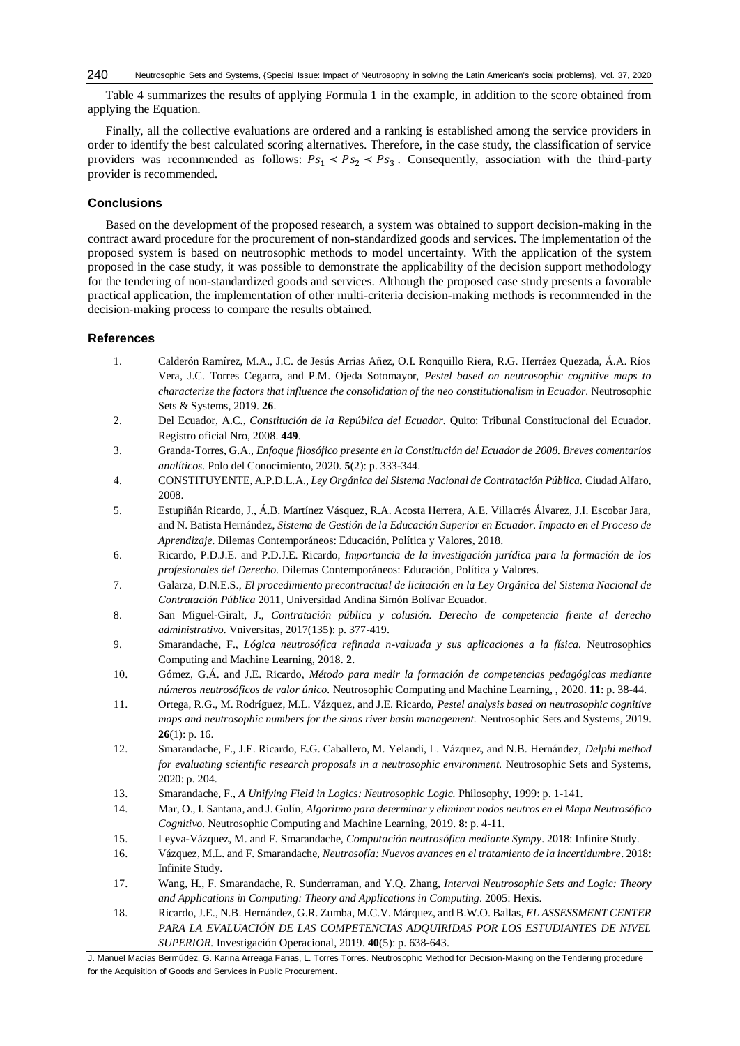Table 4 summarizes the results of applying Formula 1 in the example, in addition to the score obtained from applying the Equation.

Finally, all the collective evaluations are ordered and a ranking is established among the service providers in order to identify the best calculated scoring alternatives. Therefore, in the case study, the classification of service providers was recommended as follows: $Ps_1 \prec Ps_2 \prec Ps_3$. Consequently, association with the third-party provider is recommended.

## Conclusions

Based on the development of the proposed research, a system was obtained to support decision-making in the contract award procedure for the procurement of non-standardized goods and services. The implementation of the proposed system is based on neutrosophic methods to model uncertainty. With the application of the system proposed in the case study, it was possible to demonstrate the applicability of the decision support methodology for the tendering of non-standardized goods and services. Although the proposed case study presents a favorable practical application, the implementation of other multi-criteria decision-making methods is recommended in the decision-making process to compare the results obtained.

## References

1. Calderón Ramírez, M.A., J.C. de Jesús Arrias Añez, O.I. Ronquillo Riera, R.G. Herráez Quezada, Á.A. Ríos Vera, J.C. Torres Cegarra, and P.M. Ojeda Sotomayor, *Pestel based on neutrosophic cognitive maps to characterize the factors that influence the consolidation of the neo constitutionalism in Ecuador.* Neutrosophic Sets & Systems, 2019. **26**.
2. Del Ecuador, A.C., *Constitución de la República del Ecuador.* Quito: Tribunal Constitucional del Ecuador. Registro oficial Nro, 2008. **449**.
3. Granda-Torres, G.A., *Enfoque filosófico presente en la Constitución del Ecuador de 2008. Breves comentarios analíticos.* Polo del Conocimiento, 2020. **5**(2): p. 333-344.
4. CONSTITUYENTE, A.P.D.L.A., *Ley Orgánica del Sistema Nacional de Contratación Pública.* Ciudad Alfaro, 2008.
5. Estupiñán Ricardo, J., Á.B. Martínez Vásquez, R.A. Acosta Herrera, A.E. Villacrés Álvarez, J.I. Escobar Jara, and N. Batista Hernández, *Sistema de Gestión de la Educación Superior en Ecuador. Impacto en el Proceso de Aprendizaje.* Dilemas Contemporáneos: Educación, Política y Valores, 2018.
6. Ricardo, P.D.J.E. and P.D.J.E. Ricardo, *Importancia de la investigación jurídica para la formación de los profesionales del Derecho.* Dilemas Contemporáneos: Educación, Política y Valores.
7. Galarza, D.N.E.S., *El procedimiento precontractual de licitación en la Ley Orgánica del Sistema Nacional de Contratación Pública* 2011, Universidad Andina Simón Bolívar Ecuador.
8. San Miguel-Giralt, J., *Contratación pública y colusión. Derecho de competencia frente al derecho administrativo.* Vniversitas, 2017(135): p. 377-419.
9. Smarandache, F., *Lógica neutrosófica refinada n-valuada y sus aplicaciones a la física.* Neutrosophics Computing and Machine Learning, 2018. **2**.
10. Gómez, G.Á. and J.E. Ricardo, *Método para medir la formación de competencias pedagógicas mediante números neutrosóficos de valor único.* Neutrosophic Computing and Machine Learning, , 2020. **11**: p. 38-44.
11. Ortega, R.G., M. Rodríguez, M.L. Vázquez, and J.E. Ricardo, *Pestel analysis based on neutrosophic cognitive maps and neutrosophic numbers for the sinos river basin management.* Neutrosophic Sets and Systems, 2019. **26**(1): p. 16.
12. Smarandache, F., J.E. Ricardo, E.G. Caballero, M. Yelandi, L. Vázquez, and N.B. Hernández, *Delphi method for evaluating scientific research proposals in a neutrosophic environment.* Neutrosophic Sets and Systems, 2020: p. 204.
13. Smarandache, F., *A Unifying Field in Logics: Neutrosophic Logic.* Philosophy, 1999: p. 1-141.
14. Mar, O., I. Santana, and J. Gulín, *Algoritmo para determinar y eliminar nodos neutros en el Mapa Neutrosófico Cognitivo.* Neutrosophic Computing and Machine Learning, 2019. **8**: p. 4-11.
15. Leyva-Vázquez, M. and F. Smarandache, *Computación neutrosófica mediante Sympy*. 2018: Infinite Study.
16. Vázquez, M.L. and F. Smarandache, *Neutrosofía: Nuevos avances en el tratamiento de la incertidumbre*. 2018: Infinite Study.
17. Wang, H., F. Smarandache, R. Sunderraman, and Y.Q. Zhang, *Interval Neutrosophic Sets and Logic: Theory and Applications in Computing: Theory and Applications in Computing*. 2005: Hexis.
18. Ricardo, J.E., N.B. Hernández, G.R. Zumba, M.C.V. Márquez, and B.W.O. Ballas, *EL ASSESSMENT CENTER PARA LA EVALUACIÓN DE LAS COMPETENCIAS ADQUIRIDAS POR LOS ESTUDIANTES DE NIVEL SUPERIOR.* Investigación Operacional, 2019. **40**(5): p. 638-643.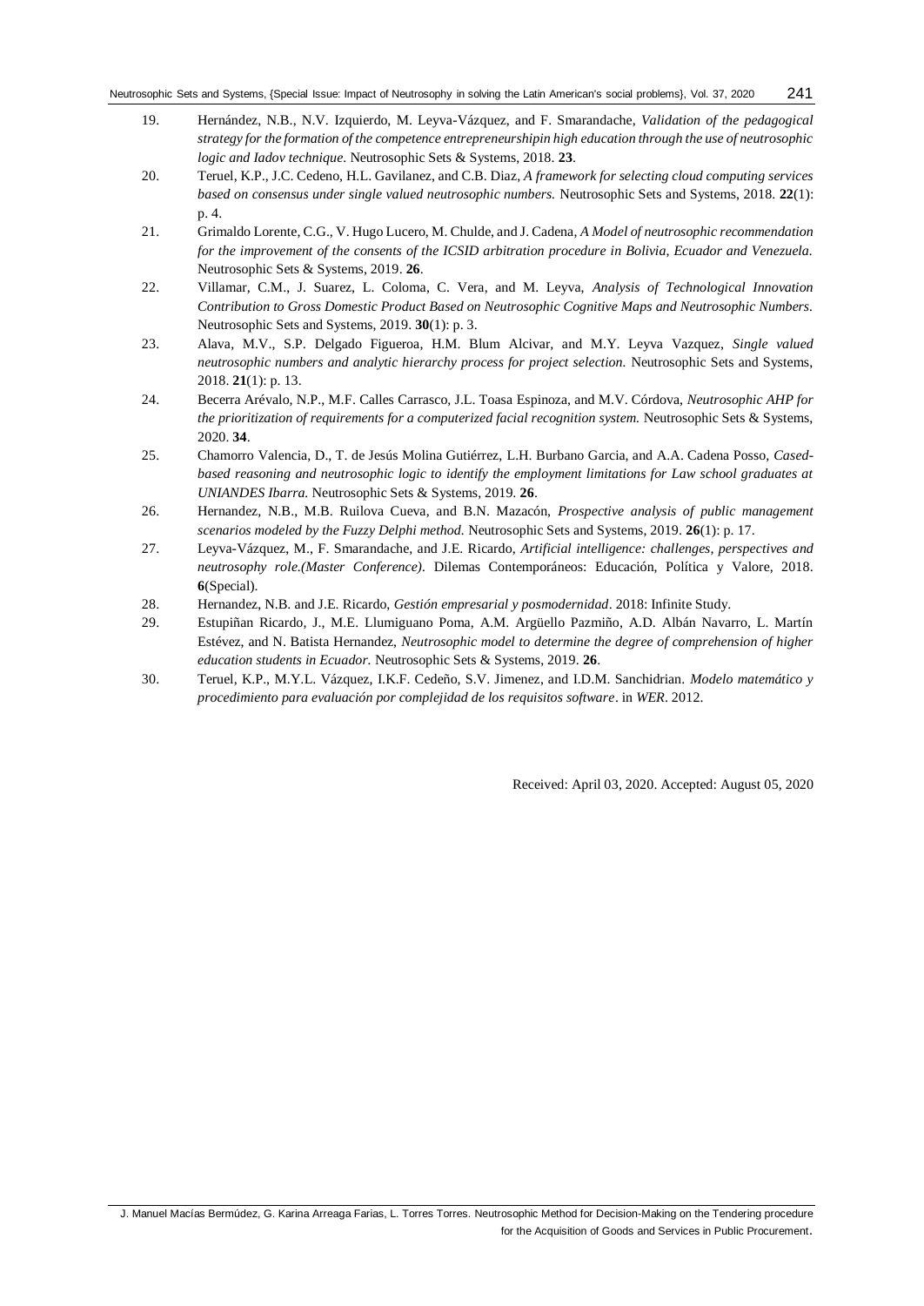19. Hernández, N.B., N.V. Izquierdo, M. Leyva-Vázquez, and F. Smarandache, *Validation of the pedagogical strategy for the formation of the competence entrepreneurshipin high education through the use of neutrosophic logic and Iadov technique.* Neutrosophic Sets & Systems, 2018. **23**.
20. Teruel, K.P., J.C. Cedeno, H.L. Gavilanez, and C.B. Diaz, *A framework for selecting cloud computing services based on consensus under single valued neutrosophic numbers.* Neutrosophic Sets and Systems, 2018. **22**(1): p. 4.
21. Grimaldo Lorente, C.G., V. Hugo Lucero, M. Chulde, and J. Cadena, *A Model of neutrosophic recommendation for the improvement of the consents of the ICSID arbitration procedure in Bolivia, Ecuador and Venezuela.* Neutrosophic Sets & Systems, 2019. **26**.
22. Villamar, C.M., J. Suarez, L. Coloma, C. Vera, and M. Leyva, *Analysis of Technological Innovation Contribution to Gross Domestic Product Based on Neutrosophic Cognitive Maps and Neutrosophic Numbers.* Neutrosophic Sets and Systems, 2019. **30**(1): p. 3.
23. Alava, M.V., S.P. Delgado Figueroa, H.M. Blum Alcivar, and M.Y. Leyva Vazquez, *Single valued neutrosophic numbers and analytic hierarchy process for project selection.* Neutrosophic Sets and Systems, 2018. **21**(1): p. 13.
24. Becerra Arévalo, N.P., M.F. Calles Carrasco, J.L. Toasa Espinoza, and M.V. Córdova, *Neutrosophic AHP for the prioritization of requirements for a computerized facial recognition system.* Neutrosophic Sets & Systems, 2020. **34**.
25. Chamorro Valencia, D., T. de Jesús Molina Gutiérrez, L.H. Burbano Garcia, and A.A. Cadena Posso, *Cased-based reasoning and neutrosophic logic to identify the employment limitations for Law school graduates at UNIANDES Ibarra.* Neutrosophic Sets & Systems, 2019. **26**.
26. Hernandez, N.B., M.B. Ruilova Cueva, and B.N. Mazacón, *Prospective analysis of public management scenarios modeled by the Fuzzy Delphi method.* Neutrosophic Sets and Systems, 2019. **26**(1): p. 17.
27. Leyva-Vázquez, M., F. Smarandache, and J.E. Ricardo, *Artificial intelligence: challenges, perspectives and neutrosophy role.(Master Conference).* Dilemas Contemporáneos: Educación, Política y Valore, 2018. **6**(Special).
28. Hernandez, N.B. and J.E. Ricardo, *Gestión empresarial y posmodernidad*. 2018: Infinite Study.
29. Estupiñan Ricardo, J., M.E. Llumiguano Poma, A.M. Argüello Pazmiño, A.D. Albán Navarro, L. Martín Estévez, and N. Batista Hernandez, *Neutrosophic model to determine the degree of comprehension of higher education students in Ecuador.* Neutrosophic Sets & Systems, 2019. **26**.
30. Teruel, K.P., M.Y.L. Vázquez, I.K.F. Cedeño, S.V. Jimenez, and I.D.M. Sanchidrian. *Modelo matemático y procedimiento para evaluación por complejidad de los requisitos software*. in *WER*. 2012.

Received: April 03, 2020. Accepted: August 05, 2020